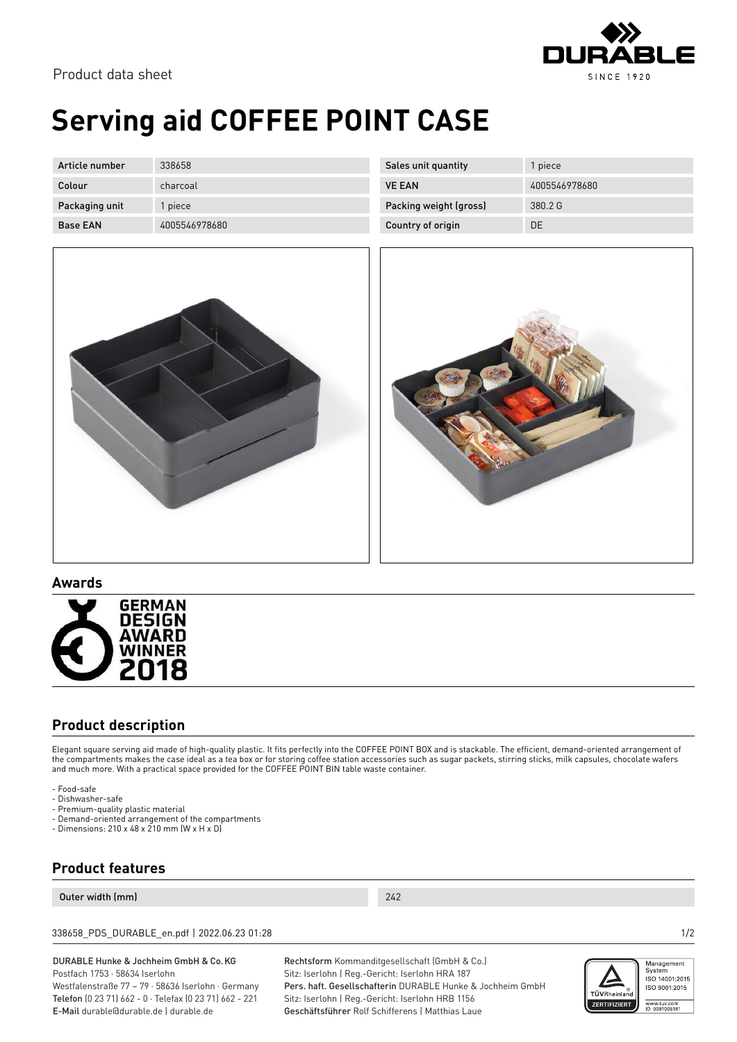Product data sheet

# Serving aid COFFEE POINT CASE

| Article number | 338658 | Sales unit quantity | 1 piece |
|---|---|---|---|
| Colour | charcoal | VE EAN | 4005546978680 |
| Packaging unit | 1 piece | Packing weight (gross) | 380.2 G |
| Base EAN | 4005546978680 | Country of origin | DE |

## Awards

GERMAN DESIGN AWARD WINNER 2018

## Product description

Elegant square serving aid made of high-quality plastic. It fits perfectly into the COFFEE POINT BOX and is stackable. The efficient, demand-oriented arrangement of the compartments makes the case ideal as a tea box or for storing coffee station accessories such as sugar packets, stirring sticks, milk capsules, chocolate wafers and much more. With a practical space provided for the COFFEE POINT BIN table waste container.

- Food-safe
- Dishwasher-safe
- Premium-quality plastic material
- Demand-oriented arrangement of the compartments
- Dimensions: 210 x 48 x 210 mm (W x H x D)

## Product features

| Outer width (mm) | 242 |
|---|---|

338658_PDS_DURABLE_en.pdf | 2022.06.23 01:28

DURABLE Hunke & Jochheim GmbH & Co.KG
Postfach 1753 · 58634 Iserlohn
Westfalenstraße 77 – 79 · 58636 Iserlohn · Germany
Telefon (0 23 71) 662 - 0 · Telefax (0 23 71) 662 - 221
E-Mail durable@durable.de | durable.de

Rechtsform Kommanditgesellschaft (GmbH & Co.)
Sitz: Iserlohn | Reg.-Gericht: Iserlohn HRA 187
Pers. haft. Gesellschafterin DURABLE Hunke & Jochheim GmbH
Sitz: Iserlohn | Reg.-Gericht: Iserlohn HRB 1156
Geschäftsführer Rolf Schifferens | Matthias Laue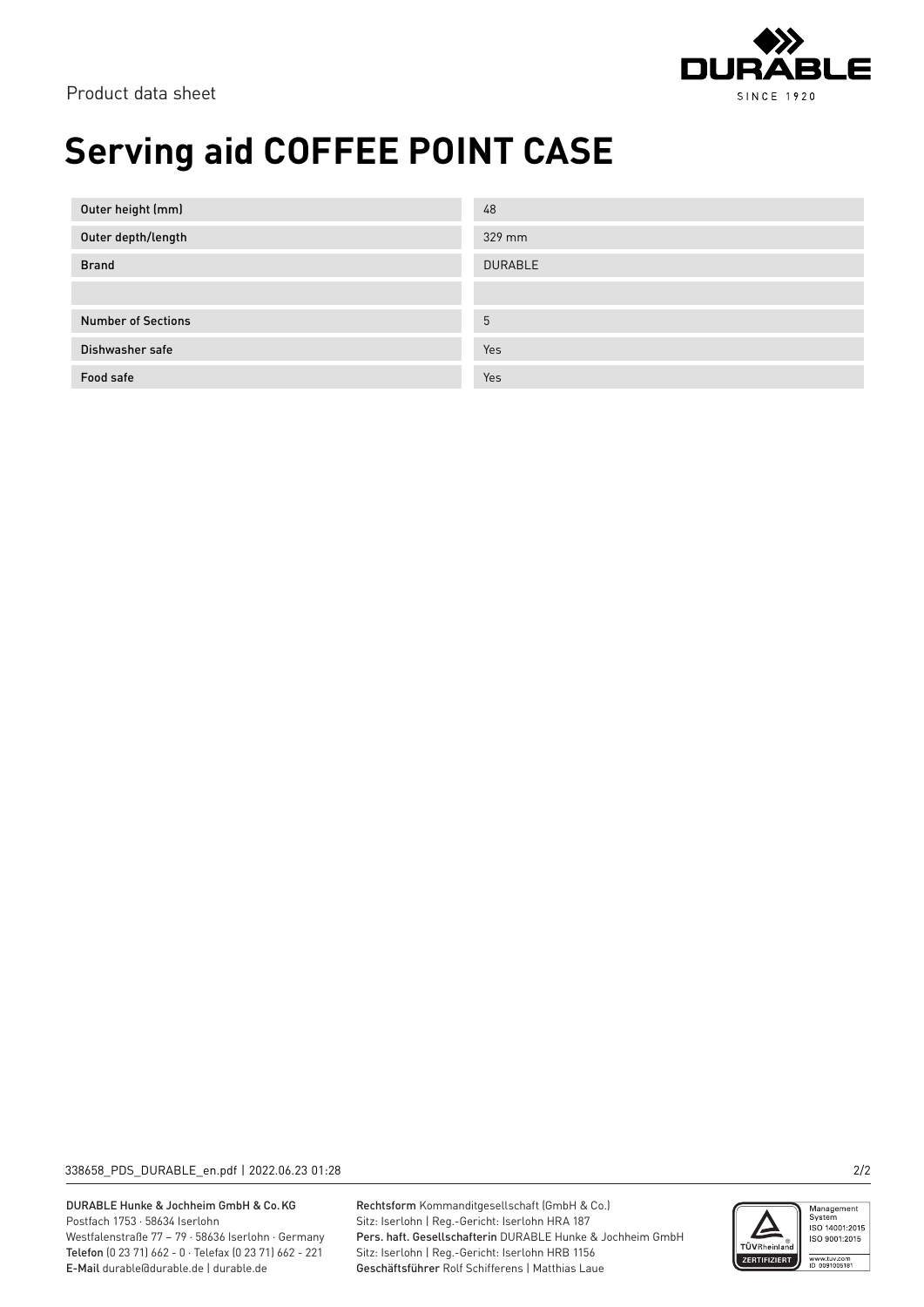Product data sheet

# Serving aid COFFEE POINT CASE

| | |
|---|---|
| Outer height (mm) | 48 |
| Outer depth/length | 329 mm |
| Brand | DURABLE |
| | |
| Number of Sections | 5 |
| Dishwasher safe | Yes |
| Food safe | Yes |

338658_PDS_DURABLE_en.pdf | 2022.06.23 01:28

DURABLE Hunke & Jochheim GmbH & Co. KG
Postfach 1753 · 58634 Iserlohn
Westfalenstraße 77 – 79 · 58636 Iserlohn · Germany
Telefon (0 23 71) 662 - 0 · Telefax (0 23 71) 662 - 221
E-Mail durable@durable.de | durable.de

Rechtsform Kommanditgesellschaft (GmbH & Co.)
Sitz: Iserlohn | Reg.-Gericht: Iserlohn HRA 187
Pers. haft. Gesellschafterin DURABLE Hunke & Jochheim GmbH
Sitz: Iserlohn | Reg.-Gericht: Iserlohn HRB 1156
Geschäftsführer Rolf Schifferens | Matthias Laue